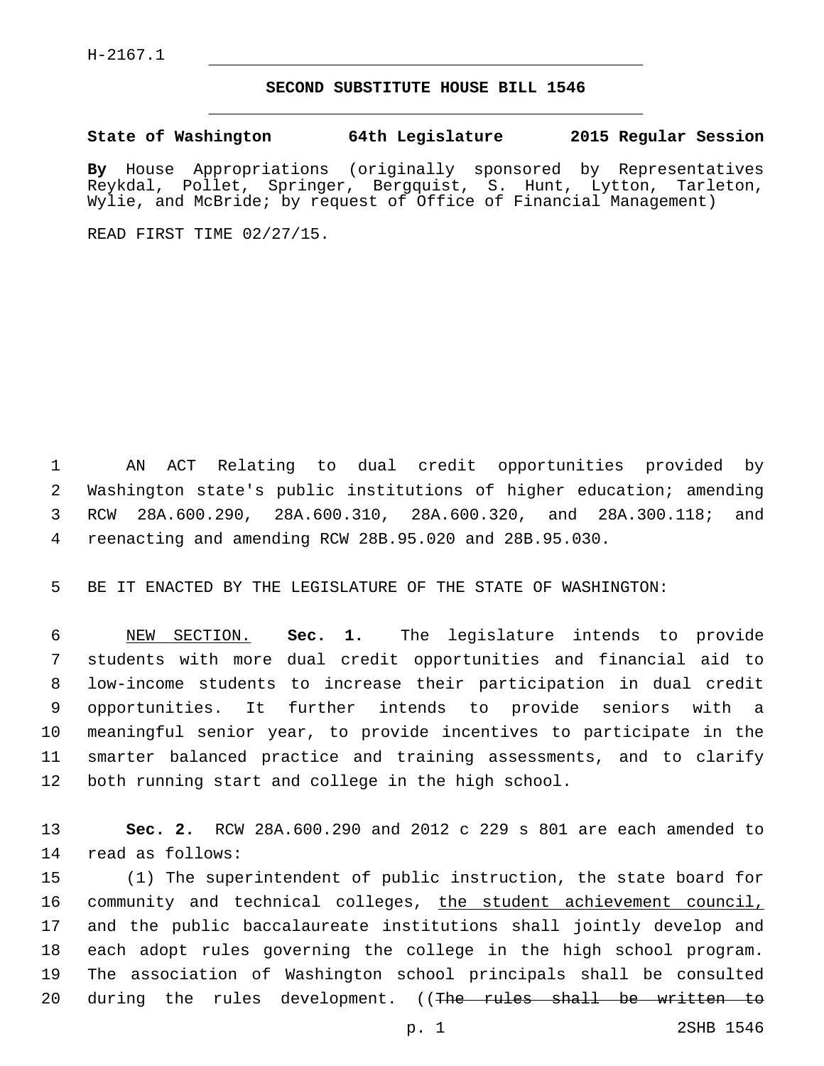H-2167.1

## SECOND SUBSTITUTE HOUSE BILL 1546

**State of Washington 64th Legislature 2015 Regular Session**

**By** House Appropriations (originally sponsored by Representatives Reykdal, Pollet, Springer, Bergquist, S. Hunt, Lytton, Tarleton, Wylie, and McBride; by request of Office of Financial Management)

READ FIRST TIME 02/27/15.

1 AN ACT Relating to dual credit opportunities provided by 2 Washington state's public institutions of higher education; amending 3 RCW 28A.600.290, 28A.600.310, 28A.600.320, and 28A.300.118; and 4 reenacting and amending RCW 28B.95.020 and 28B.95.030.

5 BE IT ENACTED BY THE LEGISLATURE OF THE STATE OF WASHINGTON:

6 NEW SECTION. **Sec. 1.** The legislature intends to provide 7 students with more dual credit opportunities and financial aid to 8 low-income students to increase their participation in dual credit 9 opportunities. It further intends to provide seniors with a 10 meaningful senior year, to provide incentives to participate in the 11 smarter balanced practice and training assessments, and to clarify 12 both running start and college in the high school.

13 **Sec. 2.** RCW 28A.600.290 and 2012 c 229 s 801 are each amended to 14 read as follows:

15 (1) The superintendent of public instruction, the state board for 16 community and technical colleges, the student achievement council, 17 and the public baccalaureate institutions shall jointly develop and 18 each adopt rules governing the college in the high school program. 19 The association of Washington school principals shall be consulted 20 during the rules development. ((~~The rules shall be written to~~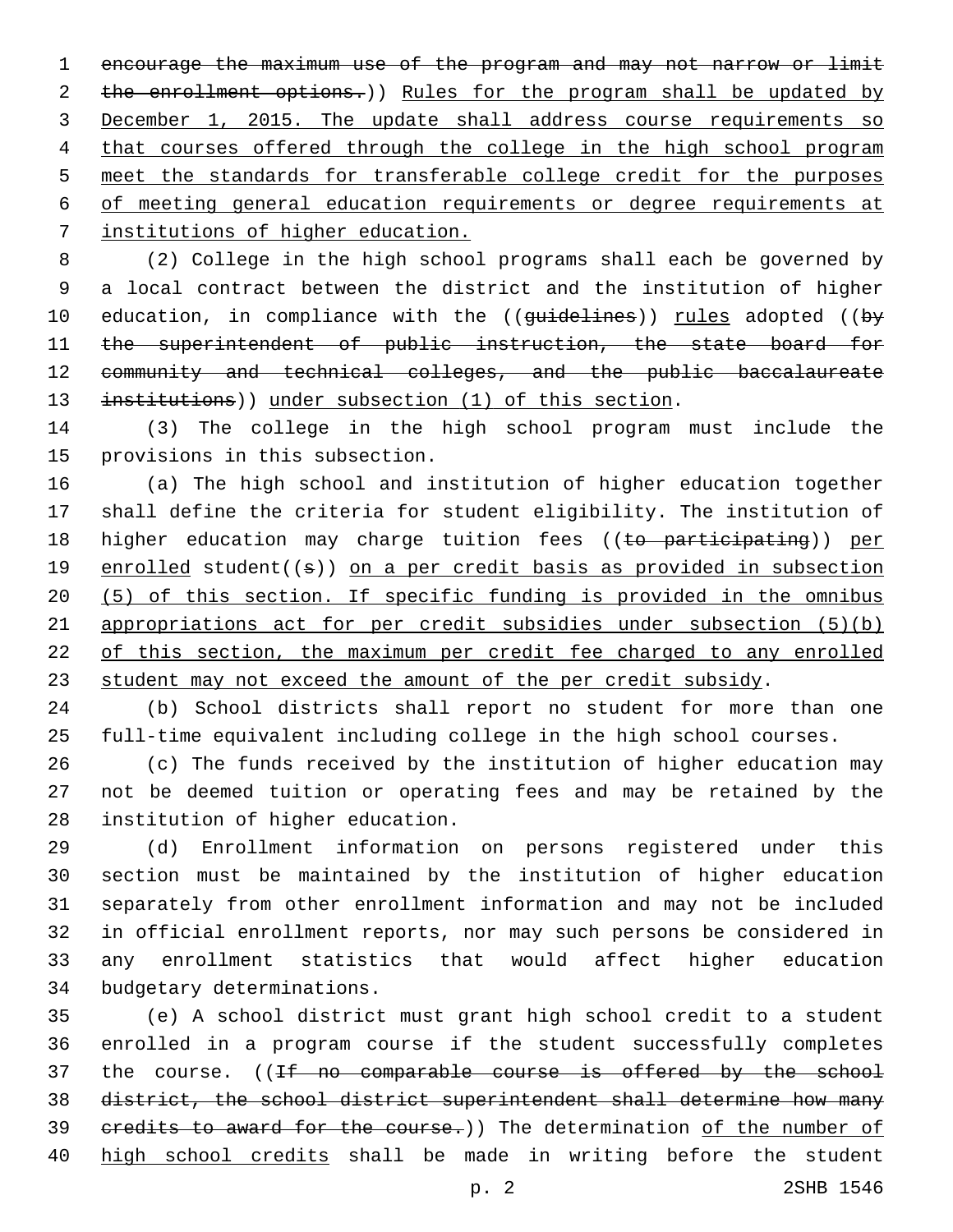~~encourage the maximum use of the program and may not narrow or limit the enrollment options.~~)) Rules for the program shall be updated by December 1, 2015. The update shall address course requirements so that courses offered through the college in the high school program meet the standards for transferable college credit for the purposes of meeting general education requirements or degree requirements at institutions of higher education.

(2) College in the high school programs shall each be governed by a local contract between the district and the institution of higher education, in compliance with the ((~~guidelines~~)) rules adopted ((~~by the superintendent of public instruction, the state board for community and technical colleges, and the public baccalaureate institutions~~)) under subsection (1) of this section.

(3) The college in the high school program must include the provisions in this subsection.

(a) The high school and institution of higher education together shall define the criteria for student eligibility. The institution of higher education may charge tuition fees ((~~to participating~~)) per enrolled student((~~s~~)) on a per credit basis as provided in subsection (5) of this section. If specific funding is provided in the omnibus appropriations act for per credit subsidies under subsection (5)(b) of this section, the maximum per credit fee charged to any enrolled student may not exceed the amount of the per credit subsidy.

(b) School districts shall report no student for more than one full-time equivalent including college in the high school courses.

(c) The funds received by the institution of higher education may not be deemed tuition or operating fees and may be retained by the institution of higher education.

(d) Enrollment information on persons registered under this section must be maintained by the institution of higher education separately from other enrollment information and may not be included in official enrollment reports, nor may such persons be considered in any enrollment statistics that would affect higher education budgetary determinations.

(e) A school district must grant high school credit to a student enrolled in a program course if the student successfully completes the course. ((~~If no comparable course is offered by the school district, the school district superintendent shall determine how many credits to award for the course.~~)) The determination of the number of high school credits shall be made in writing before the student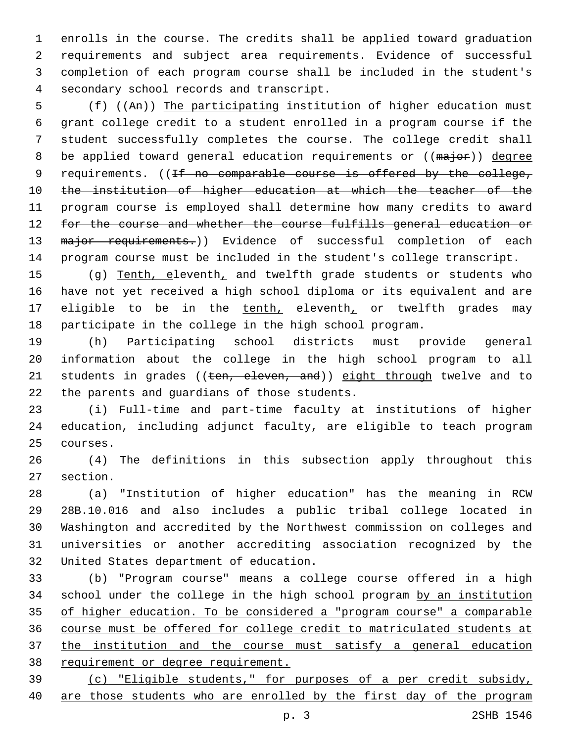enrolls in the course. The credits shall be applied toward graduation requirements and subject area requirements. Evidence of successful completion of each program course shall be included in the student's secondary school records and transcript.

(f) ((~~An~~)) <u>The participating</u> institution of higher education must grant college credit to a student enrolled in a program course if the student successfully completes the course. The college credit shall be applied toward general education requirements or ((~~major~~)) <u>degree</u> requirements. ((~~If no comparable course is offered by the college, the institution of higher education at which the teacher of the program course is employed shall determine how many credits to award for the course and whether the course fulfills general education or major requirements.~~)) Evidence of successful completion of each program course must be included in the student's college transcript.

(g) <u>Tenth, e</u>leventh<u>,</u> and twelfth grade students or students who have not yet received a high school diploma or its equivalent and are eligible to be in the <u>tenth,</u> eleventh<u>,</u> or twelfth grades may participate in the college in the high school program.

(h) Participating school districts must provide general information about the college in the high school program to all students in grades ((~~ten, eleven, and~~)) <u>eight through</u> twelve and to the parents and guardians of those students.

(i) Full-time and part-time faculty at institutions of higher education, including adjunct faculty, are eligible to teach program courses.

(4) The definitions in this subsection apply throughout this section.

(a) "Institution of higher education" has the meaning in RCW 28B.10.016 and also includes a public tribal college located in Washington and accredited by the Northwest commission on colleges and universities or another accrediting association recognized by the United States department of education.

(b) "Program course" means a college course offered in a high school under the college in the high school program <u>by an institution of higher education. To be considered a "program course" a comparable course must be offered for college credit to matriculated students at the institution and the course must satisfy a general education requirement or degree requirement.</u>

<u>(c) "Eligible students," for purposes of a per credit subsidy, are those students who are enrolled by the first day of the program</u>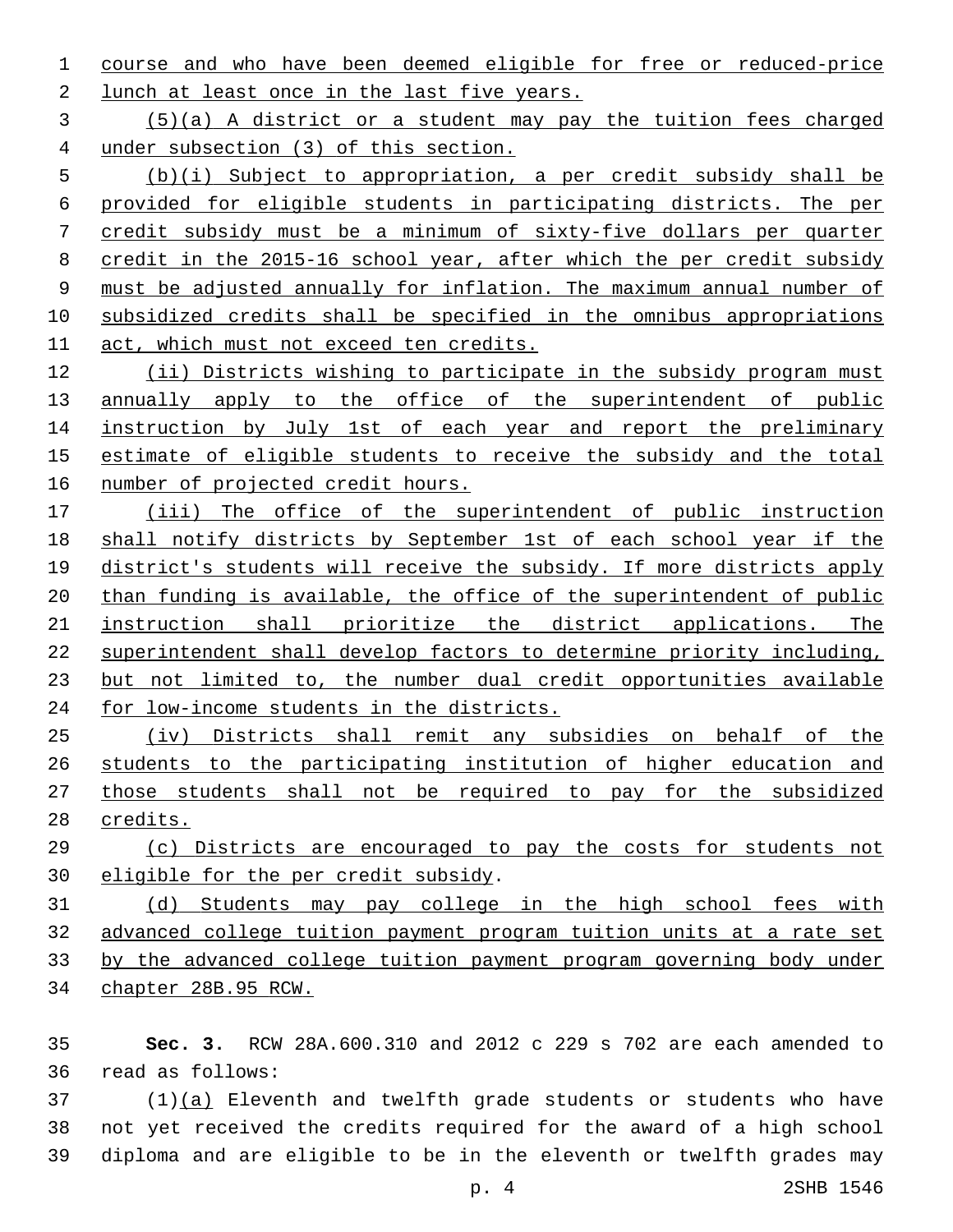course and who have been deemed eligible for free or reduced-price lunch at least once in the last five years.

(5)(a) A district or a student may pay the tuition fees charged under subsection (3) of this section.

(b)(i) Subject to appropriation, a per credit subsidy shall be provided for eligible students in participating districts. The per credit subsidy must be a minimum of sixty-five dollars per quarter credit in the 2015-16 school year, after which the per credit subsidy must be adjusted annually for inflation. The maximum annual number of subsidized credits shall be specified in the omnibus appropriations act, which must not exceed ten credits.

(ii) Districts wishing to participate in the subsidy program must annually apply to the office of the superintendent of public instruction by July 1st of each year and report the preliminary estimate of eligible students to receive the subsidy and the total number of projected credit hours.

(iii) The office of the superintendent of public instruction shall notify districts by September 1st of each school year if the district's students will receive the subsidy. If more districts apply than funding is available, the office of the superintendent of public instruction shall prioritize the district applications. The superintendent shall develop factors to determine priority including, but not limited to, the number dual credit opportunities available for low-income students in the districts.

(iv) Districts shall remit any subsidies on behalf of the students to the participating institution of higher education and those students shall not be required to pay for the subsidized credits.

(c) Districts are encouraged to pay the costs for students not eligible for the per credit subsidy.

(d) Students may pay college in the high school fees with advanced college tuition payment program tuition units at a rate set by the advanced college tuition payment program governing body under chapter 28B.95 RCW.

**Sec. 3.** RCW 28A.600.310 and 2012 c 229 s 702 are each amended to read as follows:

(1)(a) Eleventh and twelfth grade students or students who have not yet received the credits required for the award of a high school diploma and are eligible to be in the eleventh or twelfth grades may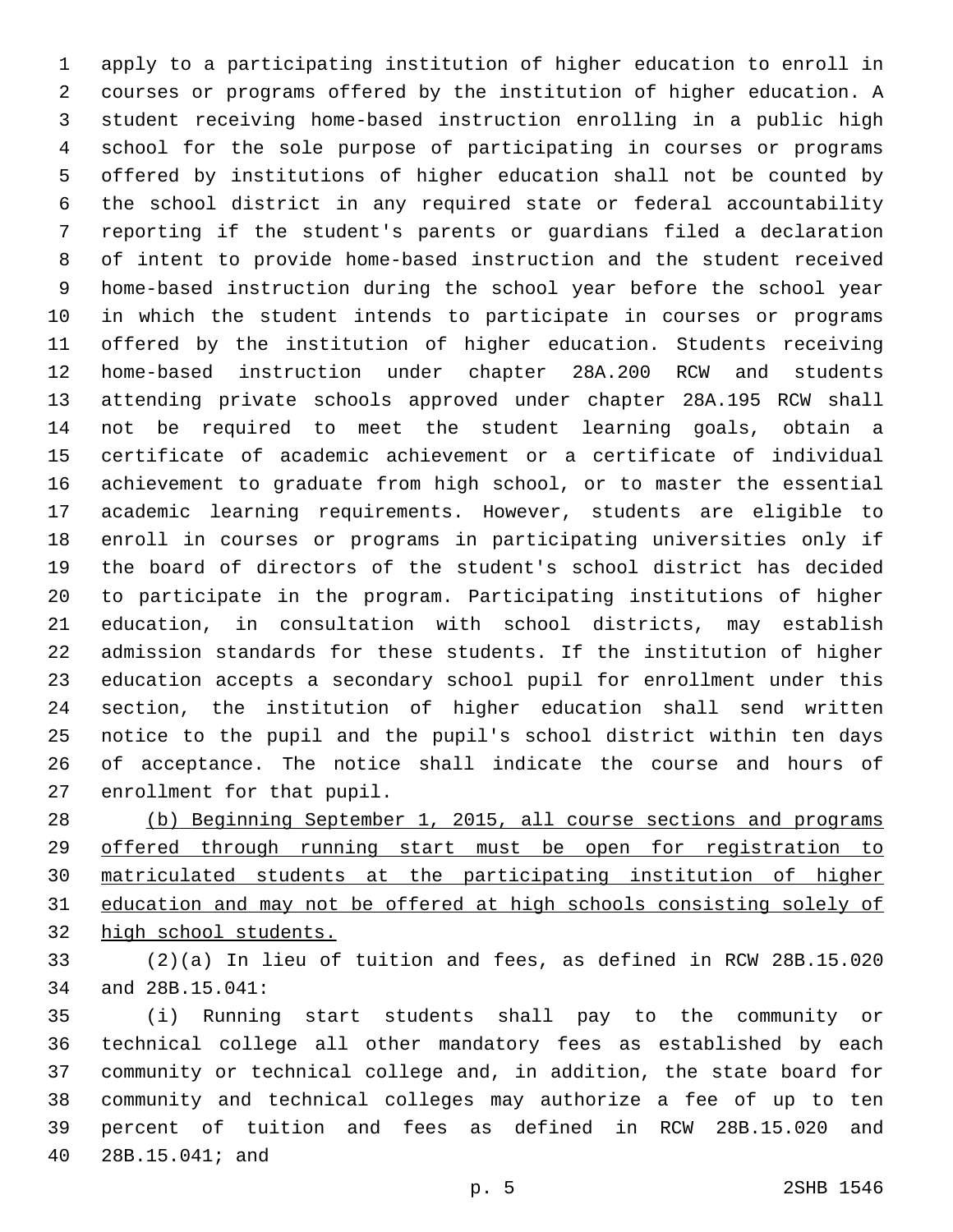apply to a participating institution of higher education to enroll in courses or programs offered by the institution of higher education. A student receiving home-based instruction enrolling in a public high school for the sole purpose of participating in courses or programs offered by institutions of higher education shall not be counted by the school district in any required state or federal accountability reporting if the student's parents or guardians filed a declaration of intent to provide home-based instruction and the student received home-based instruction during the school year before the school year in which the student intends to participate in courses or programs offered by the institution of higher education. Students receiving home-based instruction under chapter 28A.200 RCW and students attending private schools approved under chapter 28A.195 RCW shall not be required to meet the student learning goals, obtain a certificate of academic achievement or a certificate of individual achievement to graduate from high school, or to master the essential academic learning requirements. However, students are eligible to enroll in courses or programs in participating universities only if the board of directors of the student's school district has decided to participate in the program. Participating institutions of higher education, in consultation with school districts, may establish admission standards for these students. If the institution of higher education accepts a secondary school pupil for enrollment under this section, the institution of higher education shall send written notice to the pupil and the pupil's school district within ten days of acceptance. The notice shall indicate the course and hours of enrollment for that pupil.

<u>(b) Beginning September 1, 2015, all course sections and programs offered through running start must be open for registration to matriculated students at the participating institution of higher education and may not be offered at high schools consisting solely of high school students.</u>

(2)(a) In lieu of tuition and fees, as defined in RCW 28B.15.020 and 28B.15.041:

(i) Running start students shall pay to the community or technical college all other mandatory fees as established by each community or technical college and, in addition, the state board for community and technical colleges may authorize a fee of up to ten percent of tuition and fees as defined in RCW 28B.15.020 and 28B.15.041; and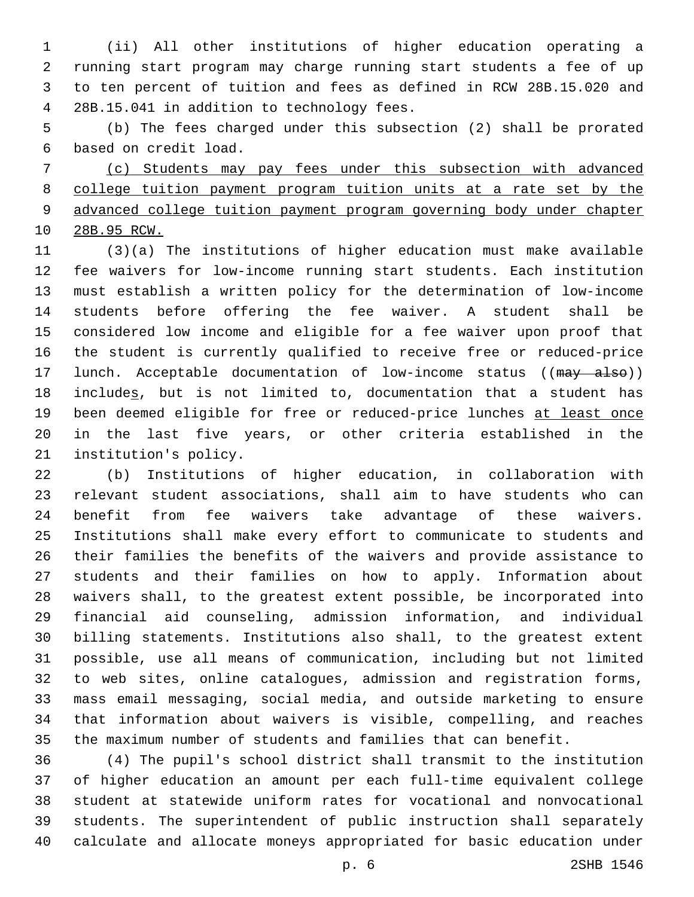(ii) All other institutions of higher education operating a running start program may charge running start students a fee of up to ten percent of tuition and fees as defined in RCW 28B.15.020 and 28B.15.041 in addition to technology fees.

(b) The fees charged under this subsection (2) shall be prorated based on credit load.

<u>(c) Students may pay fees under this subsection with advanced college tuition payment program tuition units at a rate set by the advanced college tuition payment program governing body under chapter 28B.95 RCW.</u>

(3)(a) The institutions of higher education must make available fee waivers for low-income running start students. Each institution must establish a written policy for the determination of low-income students before offering the fee waiver. A student shall be considered low income and eligible for a fee waiver upon proof that the student is currently qualified to receive free or reduced-price lunch. Acceptable documentation of low-income status ((~~may also~~)) include<u>s</u>, but is not limited to, documentation that a student has been deemed eligible for free or reduced-price lunches <u>at least once</u> in the last five years, or other criteria established in the institution's policy.

(b) Institutions of higher education, in collaboration with relevant student associations, shall aim to have students who can benefit from fee waivers take advantage of these waivers. Institutions shall make every effort to communicate to students and their families the benefits of the waivers and provide assistance to students and their families on how to apply. Information about waivers shall, to the greatest extent possible, be incorporated into financial aid counseling, admission information, and individual billing statements. Institutions also shall, to the greatest extent possible, use all means of communication, including but not limited to web sites, online catalogues, admission and registration forms, mass email messaging, social media, and outside marketing to ensure that information about waivers is visible, compelling, and reaches the maximum number of students and families that can benefit.

(4) The pupil's school district shall transmit to the institution of higher education an amount per each full-time equivalent college student at statewide uniform rates for vocational and nonvocational students. The superintendent of public instruction shall separately calculate and allocate moneys appropriated for basic education under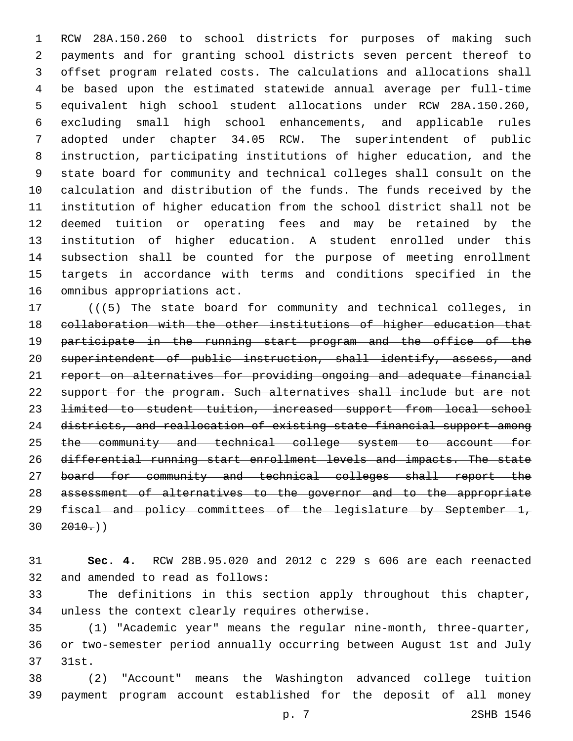RCW 28A.150.260 to school districts for purposes of making such payments and for granting school districts seven percent thereof to offset program related costs. The calculations and allocations shall be based upon the estimated statewide annual average per full-time equivalent high school student allocations under RCW 28A.150.260, excluding small high school enhancements, and applicable rules adopted under chapter 34.05 RCW. The superintendent of public instruction, participating institutions of higher education, and the state board for community and technical colleges shall consult on the calculation and distribution of the funds. The funds received by the institution of higher education from the school district shall not be deemed tuition or operating fees and may be retained by the institution of higher education. A student enrolled under this subsection shall be counted for the purpose of meeting enrollment targets in accordance with terms and conditions specified in the omnibus appropriations act.

((~~(5) The state board for community and technical colleges, in collaboration with the other institutions of higher education that participate in the running start program and the office of the superintendent of public instruction, shall identify, assess, and report on alternatives for providing ongoing and adequate financial support for the program. Such alternatives shall include but are not limited to student tuition, increased support from local school districts, and reallocation of existing state financial support among the community and technical college system to account for differential running start enrollment levels and impacts. The state board for community and technical colleges shall report the assessment of alternatives to the governor and to the appropriate fiscal and policy committees of the legislature by September 1, 2010.~~))

**Sec. 4.** RCW 28B.95.020 and 2012 c 229 s 606 are each reenacted and amended to read as follows:

The definitions in this section apply throughout this chapter, unless the context clearly requires otherwise.

(1) "Academic year" means the regular nine-month, three-quarter, or two-semester period annually occurring between August 1st and July 31st.

(2) "Account" means the Washington advanced college tuition payment program account established for the deposit of all money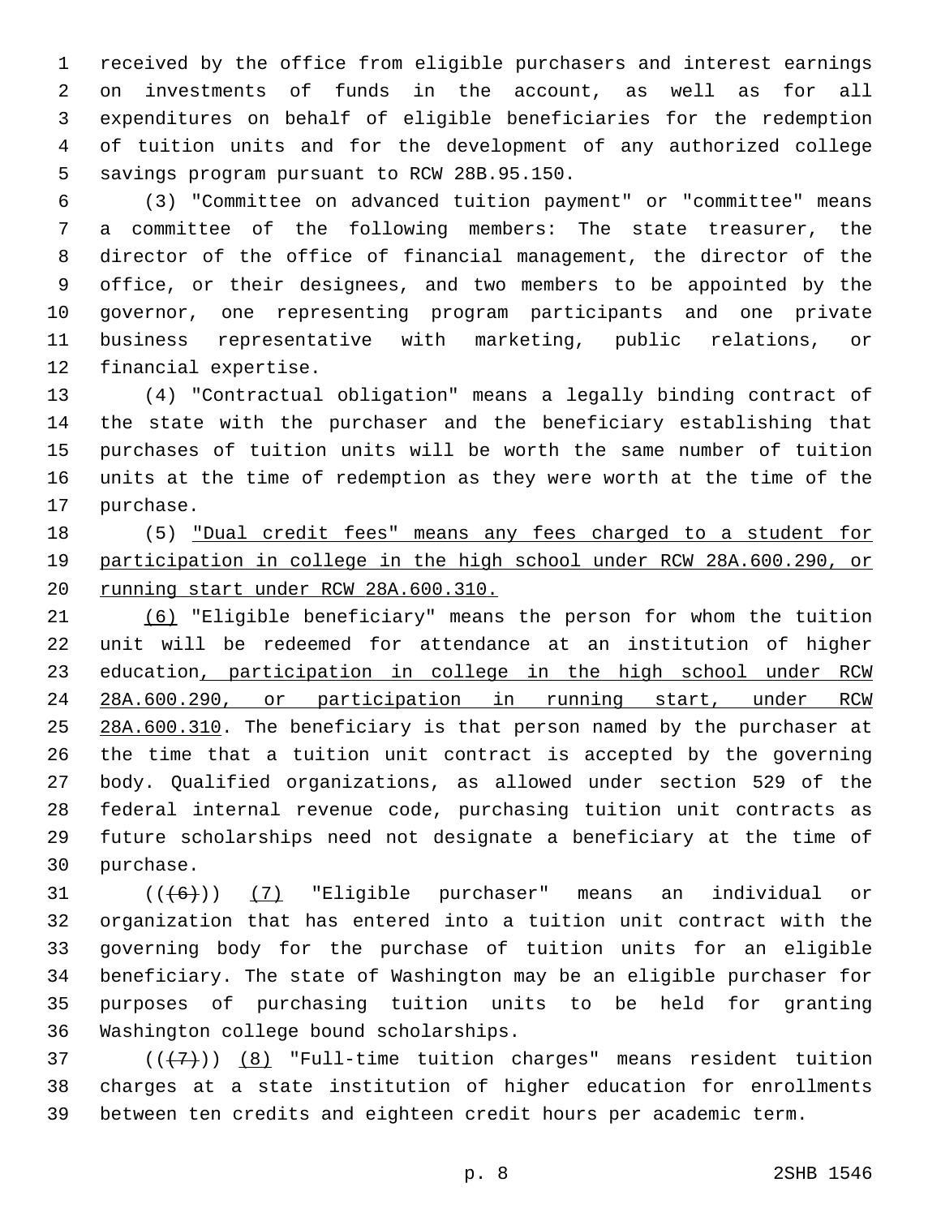received by the office from eligible purchasers and interest earnings on investments of funds in the account, as well as for all expenditures on behalf of eligible beneficiaries for the redemption of tuition units and for the development of any authorized college savings program pursuant to RCW 28B.95.150.

(3) "Committee on advanced tuition payment" or "committee" means a committee of the following members: The state treasurer, the director of the office of financial management, the director of the office, or their designees, and two members to be appointed by the governor, one representing program participants and one private business representative with marketing, public relations, or financial expertise.

(4) "Contractual obligation" means a legally binding contract of the state with the purchaser and the beneficiary establishing that purchases of tuition units will be worth the same number of tuition units at the time of redemption as they were worth at the time of the purchase.

(5) <u>"Dual credit fees" means any fees charged to a student for participation in college in the high school under RCW 28A.600.290, or running start under RCW 28A.600.310.</u>

<u>(6)</u> "Eligible beneficiary" means the person for whom the tuition unit will be redeemed for attendance at an institution of higher education<u>, participation in college in the high school under RCW 28A.600.290, or participation in running start, under RCW 28A.600.310</u>. The beneficiary is that person named by the purchaser at the time that a tuition unit contract is accepted by the governing body. Qualified organizations, as allowed under section 529 of the federal internal revenue code, purchasing tuition unit contracts as future scholarships need not designate a beneficiary at the time of purchase.

((~~(6)~~)) <u>(7)</u> "Eligible purchaser" means an individual or organization that has entered into a tuition unit contract with the governing body for the purchase of tuition units for an eligible beneficiary. The state of Washington may be an eligible purchaser for purposes of purchasing tuition units to be held for granting Washington college bound scholarships.

((~~(7)~~)) <u>(8)</u> "Full-time tuition charges" means resident tuition charges at a state institution of higher education for enrollments between ten credits and eighteen credit hours per academic term.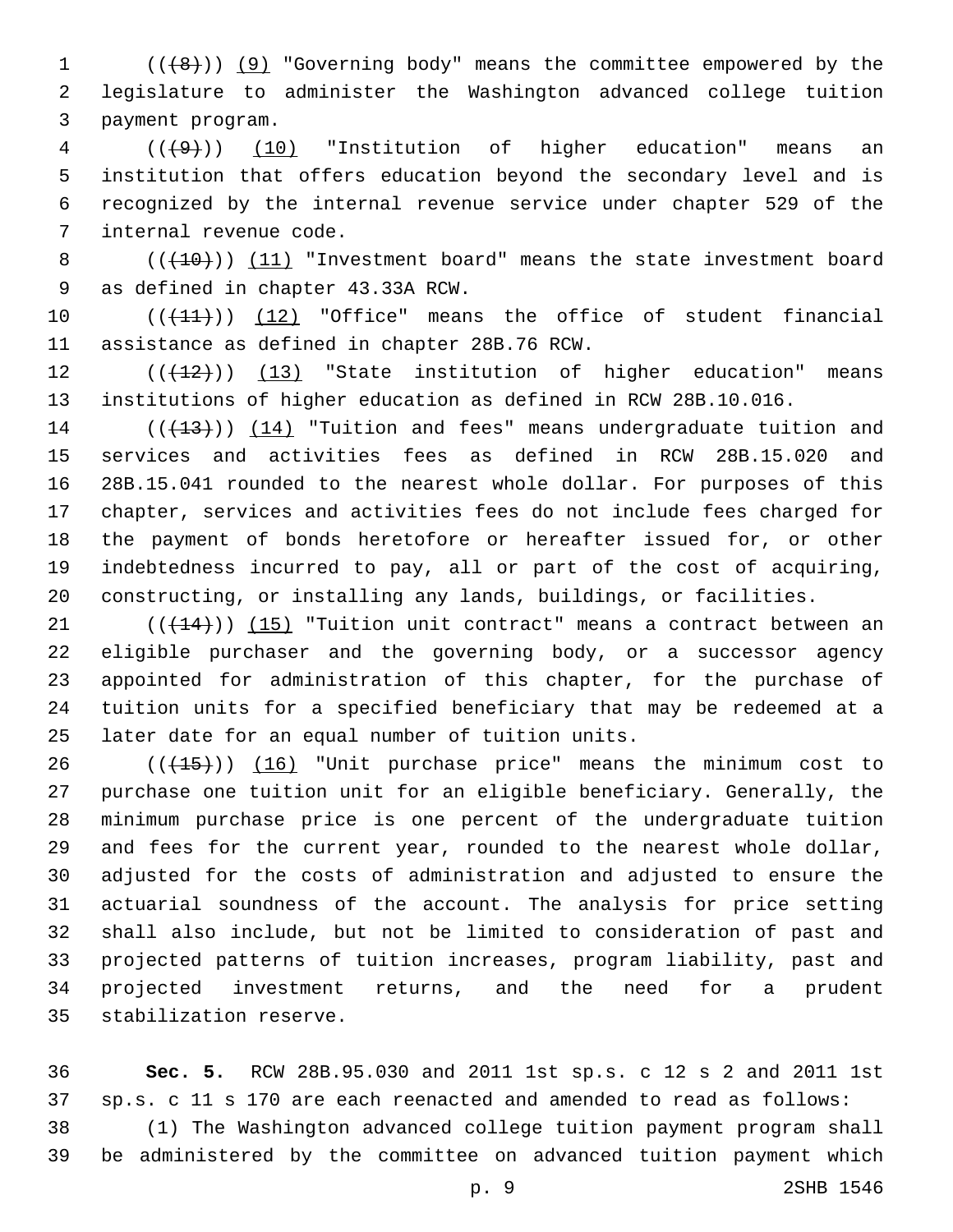((~~(8)~~)) <u>(9)</u> "Governing body" means the committee empowered by the legislature to administer the Washington advanced college tuition payment program.

((~~(9)~~)) <u>(10)</u> "Institution of higher education" means an institution that offers education beyond the secondary level and is recognized by the internal revenue service under chapter 529 of the internal revenue code.

((~~(10)~~)) <u>(11)</u> "Investment board" means the state investment board as defined in chapter 43.33A RCW.

((~~(11)~~)) <u>(12)</u> "Office" means the office of student financial assistance as defined in chapter 28B.76 RCW.

((~~(12)~~)) <u>(13)</u> "State institution of higher education" means institutions of higher education as defined in RCW 28B.10.016.

((~~(13)~~)) <u>(14)</u> "Tuition and fees" means undergraduate tuition and services and activities fees as defined in RCW 28B.15.020 and 28B.15.041 rounded to the nearest whole dollar. For purposes of this chapter, services and activities fees do not include fees charged for the payment of bonds heretofore or hereafter issued for, or other indebtedness incurred to pay, all or part of the cost of acquiring, constructing, or installing any lands, buildings, or facilities.

((~~(14)~~)) <u>(15)</u> "Tuition unit contract" means a contract between an eligible purchaser and the governing body, or a successor agency appointed for administration of this chapter, for the purchase of tuition units for a specified beneficiary that may be redeemed at a later date for an equal number of tuition units.

((~~(15)~~)) <u>(16)</u> "Unit purchase price" means the minimum cost to purchase one tuition unit for an eligible beneficiary. Generally, the minimum purchase price is one percent of the undergraduate tuition and fees for the current year, rounded to the nearest whole dollar, adjusted for the costs of administration and adjusted to ensure the actuarial soundness of the account. The analysis for price setting shall also include, but not be limited to consideration of past and projected patterns of tuition increases, program liability, past and projected investment returns, and the need for a prudent stabilization reserve.

**Sec. 5.** RCW 28B.95.030 and 2011 1st sp.s. c 12 s 2 and 2011 1st sp.s. c 11 s 170 are each reenacted and amended to read as follows:

(1) The Washington advanced college tuition payment program shall be administered by the committee on advanced tuition payment which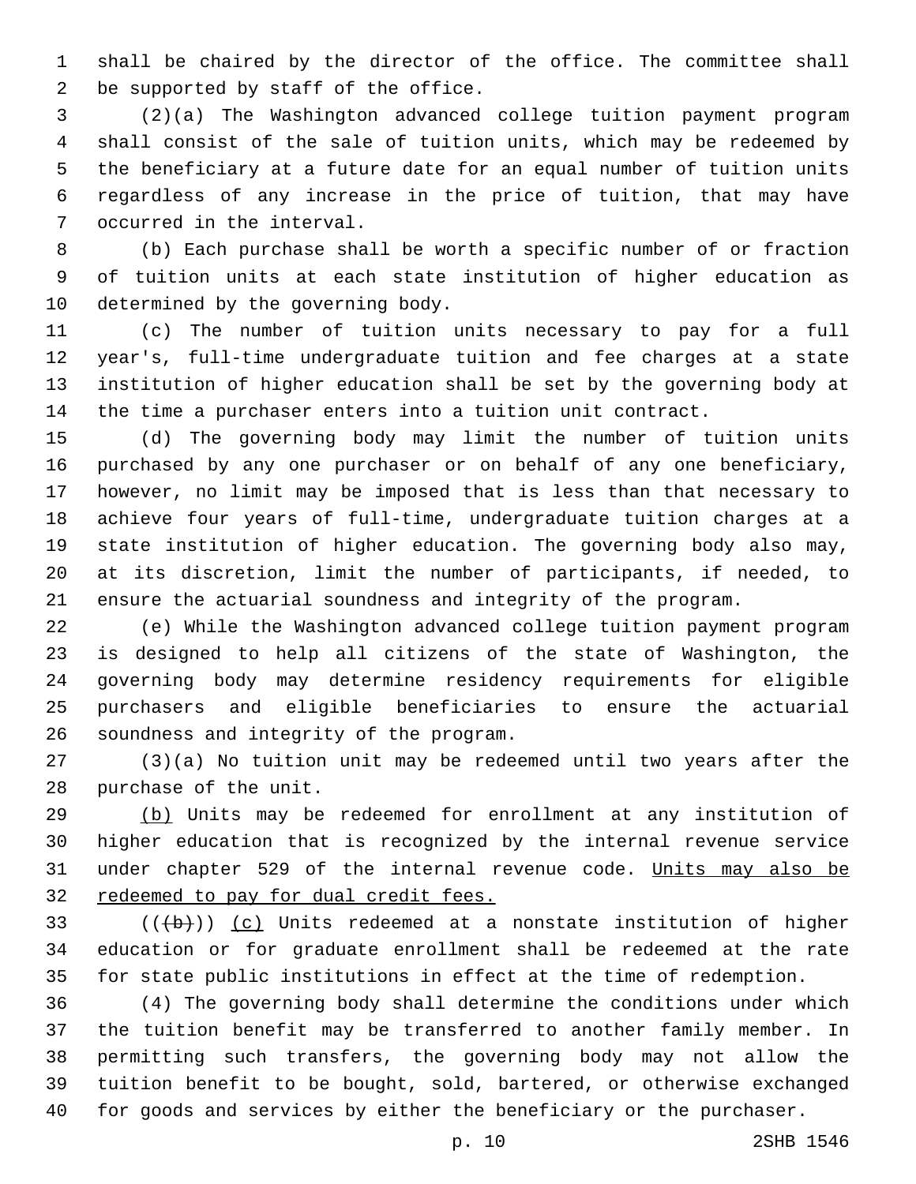shall be chaired by the director of the office. The committee shall be supported by staff of the office.

(2)(a) The Washington advanced college tuition payment program shall consist of the sale of tuition units, which may be redeemed by the beneficiary at a future date for an equal number of tuition units regardless of any increase in the price of tuition, that may have occurred in the interval.

(b) Each purchase shall be worth a specific number of or fraction of tuition units at each state institution of higher education as determined by the governing body.

(c) The number of tuition units necessary to pay for a full year's, full-time undergraduate tuition and fee charges at a state institution of higher education shall be set by the governing body at the time a purchaser enters into a tuition unit contract.

(d) The governing body may limit the number of tuition units purchased by any one purchaser or on behalf of any one beneficiary, however, no limit may be imposed that is less than that necessary to achieve four years of full-time, undergraduate tuition charges at a state institution of higher education. The governing body also may, at its discretion, limit the number of participants, if needed, to ensure the actuarial soundness and integrity of the program.

(e) While the Washington advanced college tuition payment program is designed to help all citizens of the state of Washington, the governing body may determine residency requirements for eligible purchasers and eligible beneficiaries to ensure the actuarial soundness and integrity of the program.

(3)(a) No tuition unit may be redeemed until two years after the purchase of the unit.

<u>(b)</u> Units may be redeemed for enrollment at any institution of higher education that is recognized by the internal revenue service under chapter 529 of the internal revenue code. <u>Units may also be redeemed to pay for dual credit fees.</u>

((~~(b)~~)) <u>(c)</u> Units redeemed at a nonstate institution of higher education or for graduate enrollment shall be redeemed at the rate for state public institutions in effect at the time of redemption.

(4) The governing body shall determine the conditions under which the tuition benefit may be transferred to another family member. In permitting such transfers, the governing body may not allow the tuition benefit to be bought, sold, bartered, or otherwise exchanged for goods and services by either the beneficiary or the purchaser.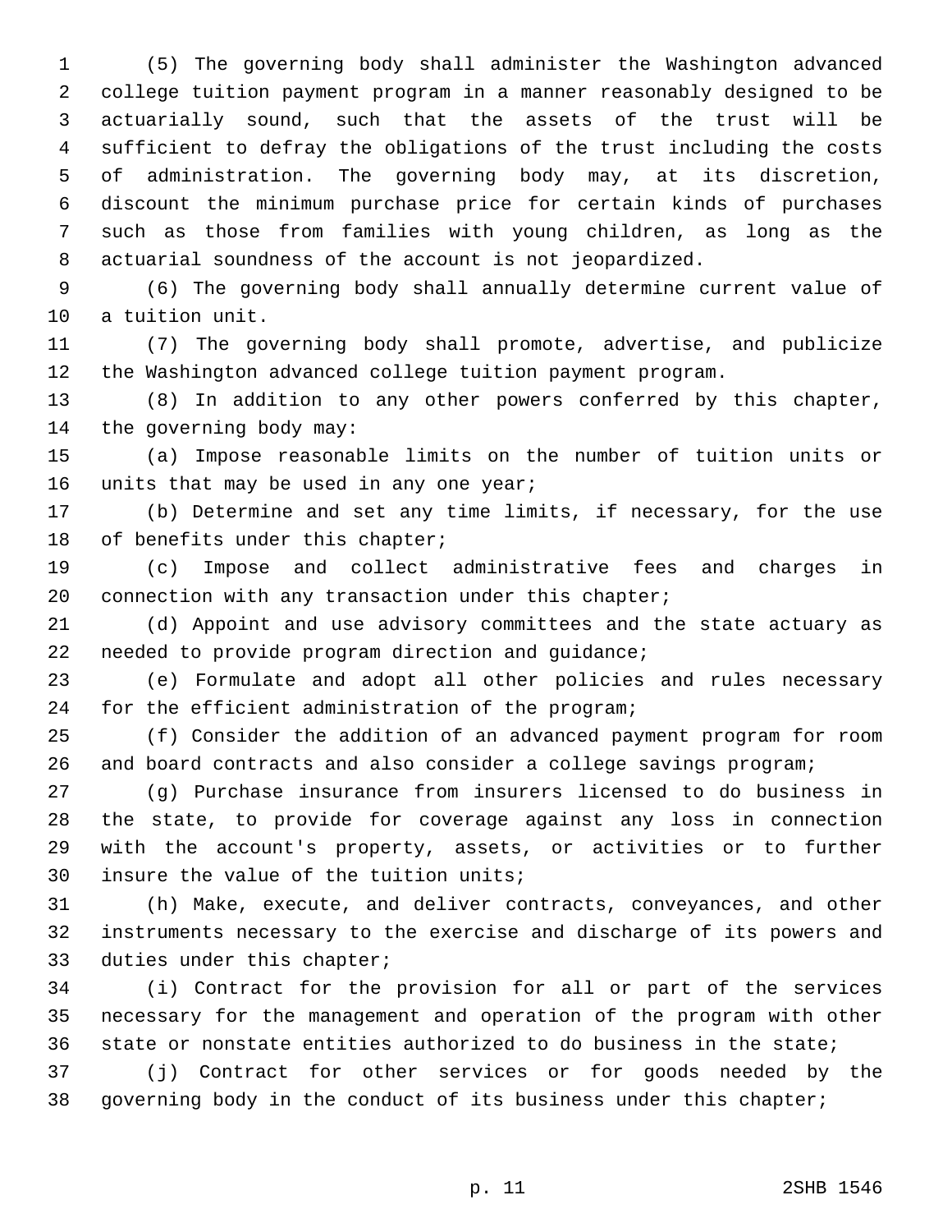(5) The governing body shall administer the Washington advanced college tuition payment program in a manner reasonably designed to be actuarially sound, such that the assets of the trust will be sufficient to defray the obligations of the trust including the costs of administration. The governing body may, at its discretion, discount the minimum purchase price for certain kinds of purchases such as those from families with young children, as long as the actuarial soundness of the account is not jeopardized.

(6) The governing body shall annually determine current value of a tuition unit.

(7) The governing body shall promote, advertise, and publicize the Washington advanced college tuition payment program.

(8) In addition to any other powers conferred by this chapter, the governing body may:

(a) Impose reasonable limits on the number of tuition units or units that may be used in any one year;

(b) Determine and set any time limits, if necessary, for the use of benefits under this chapter;

(c) Impose and collect administrative fees and charges in connection with any transaction under this chapter;

(d) Appoint and use advisory committees and the state actuary as needed to provide program direction and guidance;

(e) Formulate and adopt all other policies and rules necessary for the efficient administration of the program;

(f) Consider the addition of an advanced payment program for room and board contracts and also consider a college savings program;

(g) Purchase insurance from insurers licensed to do business in the state, to provide for coverage against any loss in connection with the account's property, assets, or activities or to further insure the value of the tuition units;

(h) Make, execute, and deliver contracts, conveyances, and other instruments necessary to the exercise and discharge of its powers and duties under this chapter;

(i) Contract for the provision for all or part of the services necessary for the management and operation of the program with other state or nonstate entities authorized to do business in the state;

(j) Contract for other services or for goods needed by the governing body in the conduct of its business under this chapter;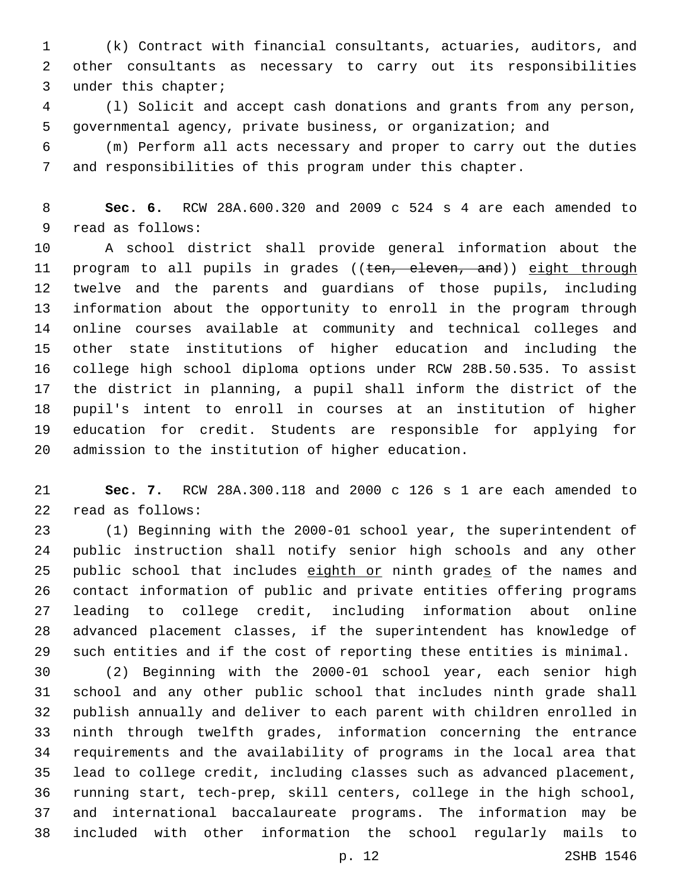(k) Contract with financial consultants, actuaries, auditors, and other consultants as necessary to carry out its responsibilities under this chapter;

(l) Solicit and accept cash donations and grants from any person, governmental agency, private business, or organization; and

(m) Perform all acts necessary and proper to carry out the duties and responsibilities of this program under this chapter.

**Sec. 6.** RCW 28A.600.320 and 2009 c 524 s 4 are each amended to read as follows:

A school district shall provide general information about the program to all pupils in grades ((~~ten, eleven, and~~)) <u>eight through</u> twelve and the parents and guardians of those pupils, including information about the opportunity to enroll in the program through online courses available at community and technical colleges and other state institutions of higher education and including the college high school diploma options under RCW 28B.50.535. To assist the district in planning, a pupil shall inform the district of the pupil's intent to enroll in courses at an institution of higher education for credit. Students are responsible for applying for admission to the institution of higher education.

**Sec. 7.** RCW 28A.300.118 and 2000 c 126 s 1 are each amended to read as follows:

(1) Beginning with the 2000-01 school year, the superintendent of public instruction shall notify senior high schools and any other public school that includes <u>eighth or</u> ninth grade<u>s</u> of the names and contact information of public and private entities offering programs leading to college credit, including information about online advanced placement classes, if the superintendent has knowledge of such entities and if the cost of reporting these entities is minimal.

(2) Beginning with the 2000-01 school year, each senior high school and any other public school that includes ninth grade shall publish annually and deliver to each parent with children enrolled in ninth through twelfth grades, information concerning the entrance requirements and the availability of programs in the local area that lead to college credit, including classes such as advanced placement, running start, tech-prep, skill centers, college in the high school, and international baccalaureate programs. The information may be included with other information the school regularly mails to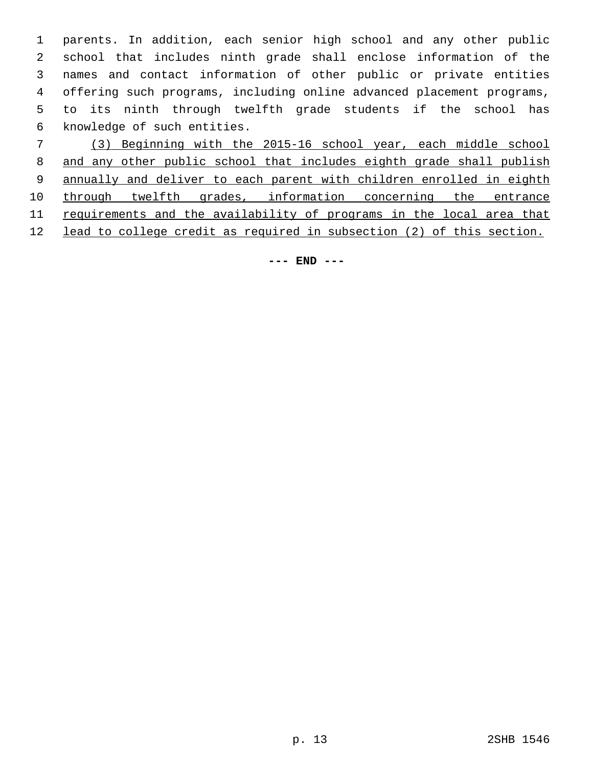parents. In addition, each senior high school and any other public school that includes ninth grade shall enclose information of the names and contact information of other public or private entities offering such programs, including online advanced placement programs, to its ninth through twelfth grade students if the school has knowledge of such entities.

<u>(3) Beginning with the 2015-16 school year, each middle school and any other public school that includes eighth grade shall publish annually and deliver to each parent with children enrolled in eighth through twelfth grades, information concerning the entrance requirements and the availability of programs in the local area that lead to college credit as required in subsection (2) of this section.</u>

**--- END ---**